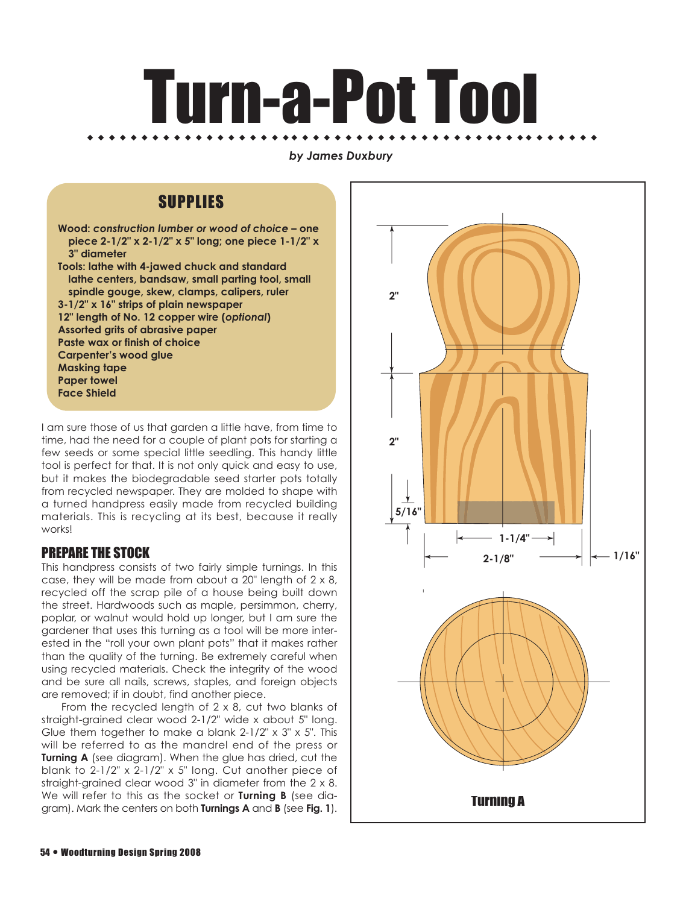# Turn-a-Pot Tool

*by James Duxbury*

## SUPPLIES

**Wood:** ***construction lumber or wood of choice*** **– one piece 2-1/2" x 2-1/2" x 5" long; one piece 1-1/2" x 3" diameter**
**Tools: lathe with 4-jawed chuck and standard lathe centers, bandsaw, small parting tool, small spindle gouge, skew, clamps, calipers, ruler**
**3-1/2" x 16" strips of plain newspaper**
**12" length of No. 12 copper wire (*optional*)**
**Assorted grits of abrasive paper**
**Paste wax or finish of choice**
**Carpenter's wood glue**
**Masking tape**
**Paper towel**
**Face Shield**

I am sure those of us that garden a little have, from time to time, had the need for a couple of plant pots for starting a few seeds or some special little seedling. This handy little tool is perfect for that. It is not only quick and easy to use, but it makes the biodegradable seed starter pots totally from recycled newspaper. They are molded to shape with a turned handpress easily made from recycled building materials. This is recycling at its best, because it really works!

## PREPARE THE STOCK

This handpress consists of two fairly simple turnings. In this case, they will be made from about a 20" length of 2 x 8, recycled off the scrap pile of a house being built down the street. Hardwoods such as maple, persimmon, cherry, poplar, or walnut would hold up longer, but I am sure the gardener that uses this turning as a tool will be more interested in the "roll your own plant pots" that it makes rather than the quality of the turning. Be extremely careful when using recycled materials. Check the integrity of the wood and be sure all nails, screws, staples, and foreign objects are removed; if in doubt, find another piece.

From the recycled length of 2 x 8, cut two blanks of straight-grained clear wood 2-1/2" wide x about 5" long. Glue them together to make a blank 2-1/2" x 3" x 5". This will be referred to as the mandrel end of the press or **Turning A** (see diagram). When the glue has dried, cut the blank to 2-1/2" x 2-1/2" x 5" long. Cut another piece of straight-grained clear wood 3" in diameter from the 2 x 8. We will refer to this as the socket or **Turning B** (see diagram). Mark the centers on both **Turnings A** and **B** (see **Fig. 1**).

2"
2"
5/16"
1-1/4"
2-1/8"
1/16"

Turning A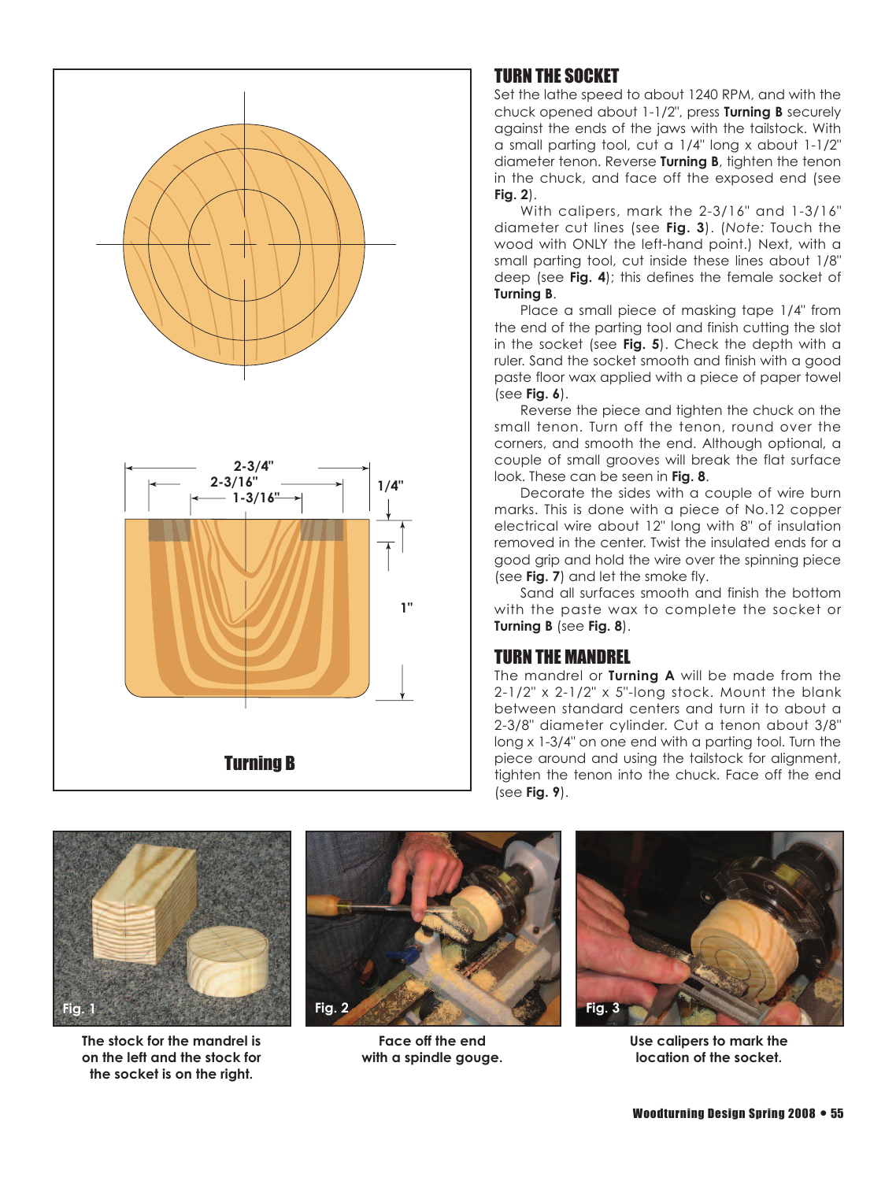2-3/4"

2-3/16"

1-3/16"

1/4"

1"

Turning B

## TURN THE SOCKET

Set the lathe speed to about 1240 RPM, and with the chuck opened about 1-1/2", press **Turning B** securely against the ends of the jaws with the tailstock. With a small parting tool, cut a 1/4" long x about 1-1/2" diameter tenon. Reverse **Turning B**, tighten the tenon in the chuck, and face off the exposed end (see **Fig. 2**).

With calipers, mark the 2-3/16" and 1-3/16" diameter cut lines (see **Fig. 3**). (*Note:* Touch the wood with ONLY the left-hand point.) Next, with a small parting tool, cut inside these lines about 1/8" deep (see **Fig. 4**); this defines the female socket of **Turning B**.

Place a small piece of masking tape 1/4" from the end of the parting tool and finish cutting the slot in the socket (see **Fig. 5**). Check the depth with a ruler. Sand the socket smooth and finish with a good paste floor wax applied with a piece of paper towel (see **Fig. 6**).

Reverse the piece and tighten the chuck on the small tenon. Turn off the tenon, round over the corners, and smooth the end. Although optional, a couple of small grooves will break the flat surface look. These can be seen in **Fig. 8**.

Decorate the sides with a couple of wire burn marks. This is done with a piece of No.12 copper electrical wire about 12" long with 8" of insulation removed in the center. Twist the insulated ends for a good grip and hold the wire over the spinning piece (see **Fig. 7**) and let the smoke fly.

Sand all surfaces smooth and finish the bottom with the paste wax to complete the socket or **Turning B** (see **Fig. 8**).

## TURN THE MANDREL

The mandrel or **Turning A** will be made from the 2-1/2" x 2-1/2" x 5"-long stock. Mount the blank between standard centers and turn it to about a 2-3/8" diameter cylinder. Cut a tenon about 3/8" long x 1-3/4" on one end with a parting tool. Turn the piece around and using the tailstock for alignment, tighten the tenon into the chuck. Face off the end (see **Fig. 9**).

Fig. 1

**The stock for the mandrel is on the left and the stock for the socket is on the right.**

Fig. 2

**Face off the end with a spindle gouge.**

Fig. 3

**Use calipers to mark the location of the socket.**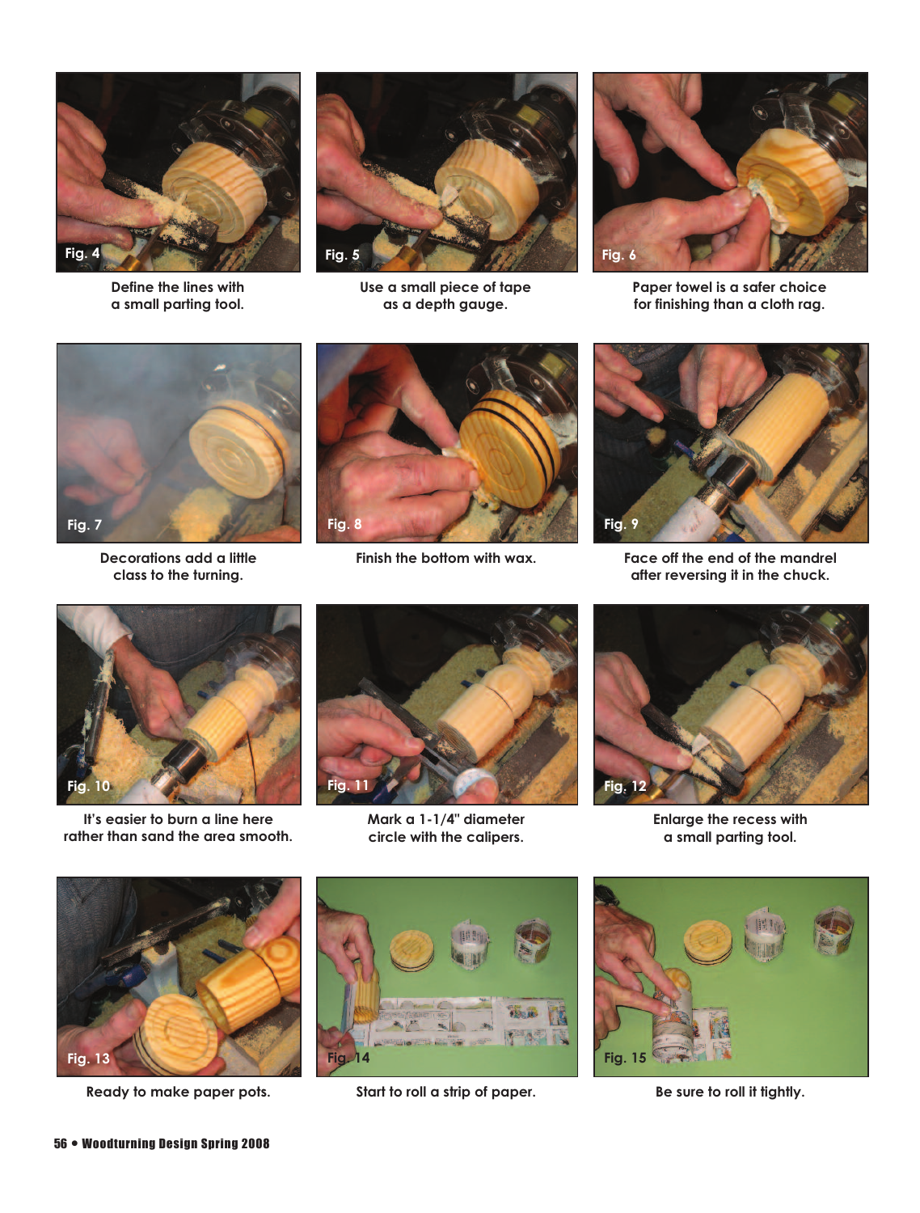Fig. 4

Define the lines with a small parting tool.

Fig. 5

Use a small piece of tape as a depth gauge.

Fig. 6

Paper towel is a safer choice for finishing than a cloth rag.

Fig. 7

Decorations add a little class to the turning.

Fig. 8

Finish the bottom with wax.

Fig. 9

Face off the end of the mandrel after reversing it in the chuck.

Fig. 10

It's easier to burn a line here rather than sand the area smooth.

Fig. 11

Mark a 1-1/4" diameter circle with the calipers.

Fig. 12

Enlarge the recess with a small parting tool.

Fig. 13

Ready to make paper pots.

Fig. 14

Start to roll a strip of paper.

Fig. 15

Be sure to roll it tightly.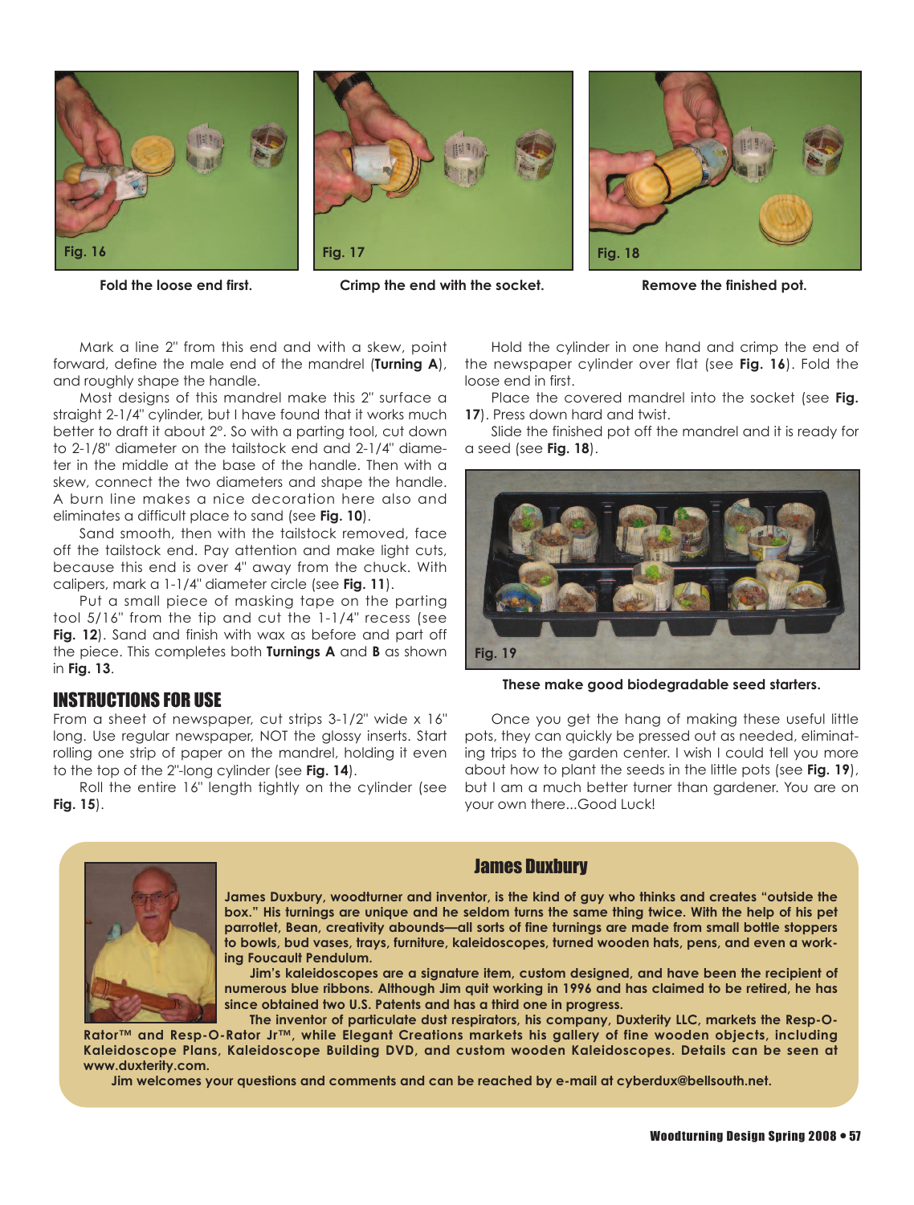Fig. 16

**Fold the loose end first.**

Fig. 17

**Crimp the end with the socket.**

Fig. 18

**Remove the finished pot.**

Mark a line 2" from this end and with a skew, point forward, define the male end of the mandrel (**Turning A**), and roughly shape the handle.

Most designs of this mandrel make this 2" surface a straight 2-1/4" cylinder, but I have found that it works much better to draft it about 2°. So with a parting tool, cut down to 2-1/8" diameter on the tailstock end and 2-1/4" diameter in the middle at the base of the handle. Then with a skew, connect the two diameters and shape the handle. A burn line makes a nice decoration here also and eliminates a difficult place to sand (see **Fig. 10**).

Sand smooth, then with the tailstock removed, face off the tailstock end. Pay attention and make light cuts, because this end is over 4" away from the chuck. With calipers, mark a 1-1/4" diameter circle (see **Fig. 11**).

Put a small piece of masking tape on the parting tool 5/16" from the tip and cut the 1-1/4" recess (see **Fig. 12**). Sand and finish with wax as before and part off the piece. This completes both **Turnings A** and **B** as shown in **Fig. 13**.

## INSTRUCTIONS FOR USE

From a sheet of newspaper, cut strips 3-1/2" wide x 16" long. Use regular newspaper, NOT the glossy inserts. Start rolling one strip of paper on the mandrel, holding it even to the top of the 2"-long cylinder (see **Fig. 14**).

Roll the entire 16" length tightly on the cylinder (see **Fig. 15**).

Hold the cylinder in one hand and crimp the end of the newspaper cylinder over flat (see **Fig. 16**). Fold the loose end in first.

Place the covered mandrel into the socket (see **Fig. 17**). Press down hard and twist.

Slide the finished pot off the mandrel and it is ready for a seed (see **Fig. 18**).

Fig. 19

**These make good biodegradable seed starters.**

Once you get the hang of making these useful little pots, they can quickly be pressed out as needed, eliminating trips to the garden center. I wish I could tell you more about how to plant the seeds in the little pots (see **Fig. 19**), but I am a much better turner than gardener. You are on your own there...Good Luck!

## James Duxbury

**James Duxbury, woodturner and inventor, is the kind of guy who thinks and creates "outside the box." His turnings are unique and he seldom turns the same thing twice. With the help of his pet parrotlet, Bean, creativity abounds—all sorts of fine turnings are made from small bottle stoppers to bowls, bud vases, trays, furniture, kaleidoscopes, turned wooden hats, pens, and even a working Foucault Pendulum.**

**Jim's kaleidoscopes are a signature item, custom designed, and have been the recipient of numerous blue ribbons. Although Jim quit working in 1996 and has claimed to be retired, he has since obtained two U.S. Patents and has a third one in progress.**

**The inventor of particulate dust respirators, his company, Duxterity LLC, markets the Resp-O-Rator™ and Resp-O-Rator Jr™, while Elegant Creations markets his gallery of fine wooden objects, including Kaleidoscope Plans, Kaleidoscope Building DVD, and custom wooden Kaleidoscopes. Details can be seen at www.duxterity.com.**

**Jim welcomes your questions and comments and can be reached by e-mail at cyberdux@bellsouth.net.**